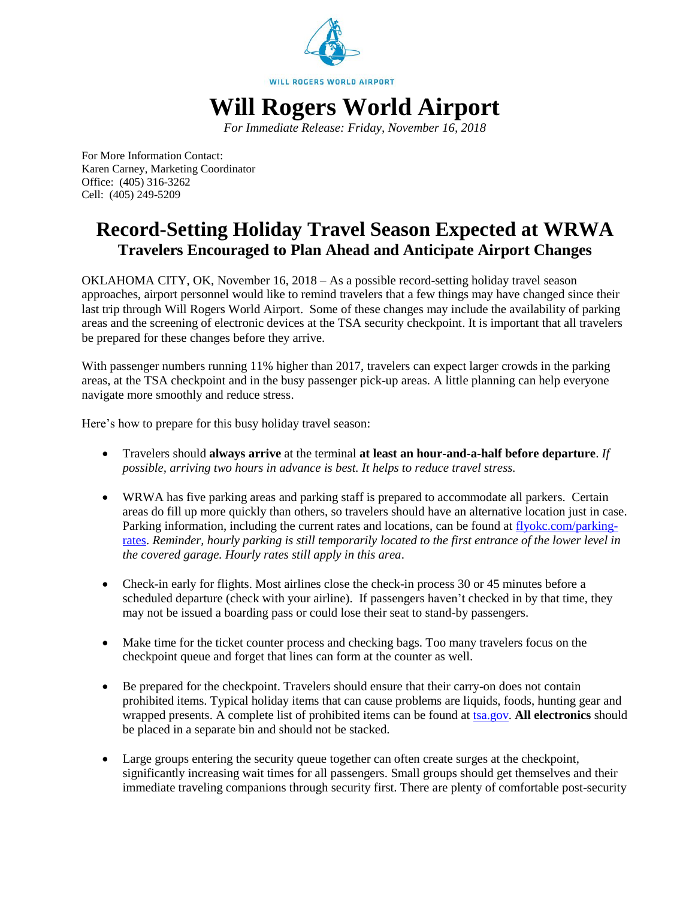WILL ROGERS WORLD AIRPORT

# Will Rogers World Airport

*For Immediate Release: Friday, November 16, 2018*

For More Information Contact:
Karen Carney, Marketing Coordinator
Office: (405) 316-3262
Cell: (405) 249-5209

## Record-Setting Holiday Travel Season Expected at WRWA

### Travelers Encouraged to Plan Ahead and Anticipate Airport Changes

OKLAHOMA CITY, OK, November 16, 2018 – As a possible record-setting holiday travel season approaches, airport personnel would like to remind travelers that a few things may have changed since their last trip through Will Rogers World Airport. Some of these changes may include the availability of parking areas and the screening of electronic devices at the TSA security checkpoint. It is important that all travelers be prepared for these changes before they arrive.

With passenger numbers running 11% higher than 2017, travelers can expect larger crowds in the parking areas, at the TSA checkpoint and in the busy passenger pick-up areas. A little planning can help everyone navigate more smoothly and reduce stress.

Here's how to prepare for this busy holiday travel season:

- Travelers should **always arrive** at the terminal **at least an hour-and-a-half before departure**. *If possible, arriving two hours in advance is best. It helps to reduce travel stress.*

- WRWA has five parking areas and parking staff is prepared to accommodate all parkers. Certain areas do fill up more quickly than others, so travelers should have an alternative location just in case. Parking information, including the current rates and locations, can be found at [flyokc.com/parking-rates](flyokc.com/parking-rates). *Reminder, hourly parking is still temporarily located to the first entrance of the lower level in the covered garage. Hourly rates still apply in this area*.

- Check-in early for flights. Most airlines close the check-in process 30 or 45 minutes before a scheduled departure (check with your airline). If passengers haven't checked in by that time, they may not be issued a boarding pass or could lose their seat to stand-by passengers.

- Make time for the ticket counter process and checking bags. Too many travelers focus on the checkpoint queue and forget that lines can form at the counter as well.

- Be prepared for the checkpoint. Travelers should ensure that their carry-on does not contain prohibited items. Typical holiday items that can cause problems are liquids, foods, hunting gear and wrapped presents. A complete list of prohibited items can be found at [tsa.gov](tsa.gov). **All electronics** should be placed in a separate bin and should not be stacked.

- Large groups entering the security queue together can often create surges at the checkpoint, significantly increasing wait times for all passengers. Small groups should get themselves and their immediate traveling companions through security first. There are plenty of comfortable post-security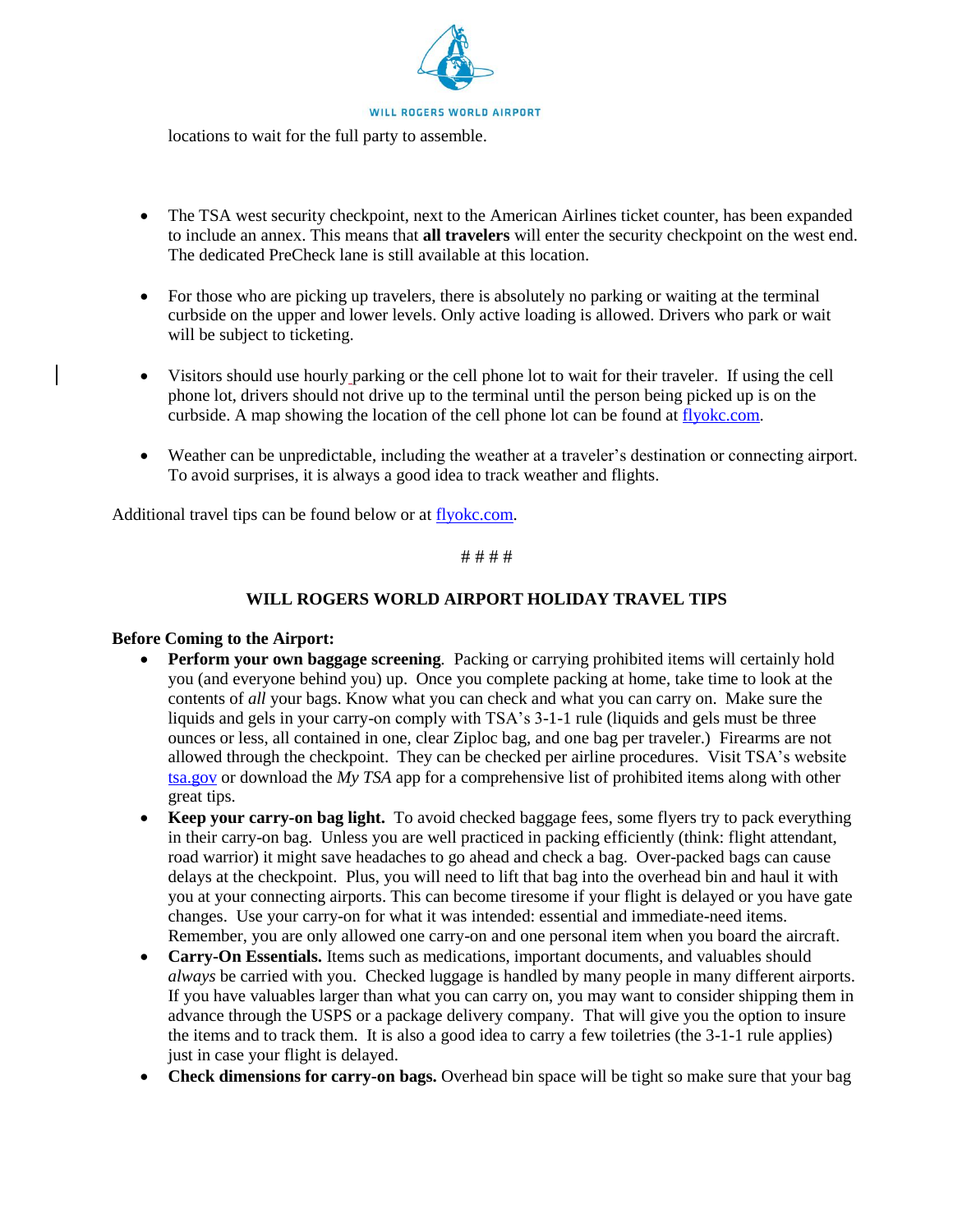locations to wait for the full party to assemble.

- The TSA west security checkpoint, next to the American Airlines ticket counter, has been expanded to include an annex. This means that **all travelers** will enter the security checkpoint on the west end. The dedicated PreCheck lane is still available at this location.

- For those who are picking up travelers, there is absolutely no parking or waiting at the terminal curbside on the upper and lower levels. Only active loading is allowed. Drivers who park or wait will be subject to ticketing.

- Visitors should use hourly parking or the cell phone lot to wait for their traveler. If using the cell phone lot, drivers should not drive up to the terminal until the person being picked up is on the curbside. A map showing the location of the cell phone lot can be found at [flyokc.com](flyokc.com).

- Weather can be unpredictable, including the weather at a traveler's destination or connecting airport. To avoid surprises, it is always a good idea to track weather and flights.

Additional travel tips can be found below or at [flyokc.com](flyokc.com).

# # # #

## WILL ROGERS WORLD AIRPORT HOLIDAY TRAVEL TIPS

**Before Coming to the Airport:**

- **Perform your own baggage screening**. Packing or carrying prohibited items will certainly hold you (and everyone behind you) up. Once you complete packing at home, take time to look at the contents of *all* your bags. Know what you can check and what you can carry on. Make sure the liquids and gels in your carry-on comply with TSA's 3-1-1 rule (liquids and gels must be three ounces or less, all contained in one, clear Ziploc bag, and one bag per traveler.) Firearms are not allowed through the checkpoint. They can be checked per airline procedures. Visit TSA's website [tsa.gov](tsa.gov) or download the *My TSA* app for a comprehensive list of prohibited items along with other great tips.
- **Keep your carry-on bag light.** To avoid checked baggage fees, some flyers try to pack everything in their carry-on bag. Unless you are well practiced in packing efficiently (think: flight attendant, road warrior) it might save headaches to go ahead and check a bag. Over-packed bags can cause delays at the checkpoint. Plus, you will need to lift that bag into the overhead bin and haul it with you at your connecting airports. This can become tiresome if your flight is delayed or you have gate changes. Use your carry-on for what it was intended: essential and immediate-need items. Remember, you are only allowed one carry-on and one personal item when you board the aircraft.
- **Carry-On Essentials.** Items such as medications, important documents, and valuables should *always* be carried with you. Checked luggage is handled by many people in many different airports. If you have valuables larger than what you can carry on, you may want to consider shipping them in advance through the USPS or a package delivery company. That will give you the option to insure the items and to track them. It is also a good idea to carry a few toiletries (the 3-1-1 rule applies) just in case your flight is delayed.
- **Check dimensions for carry-on bags.** Overhead bin space will be tight so make sure that your bag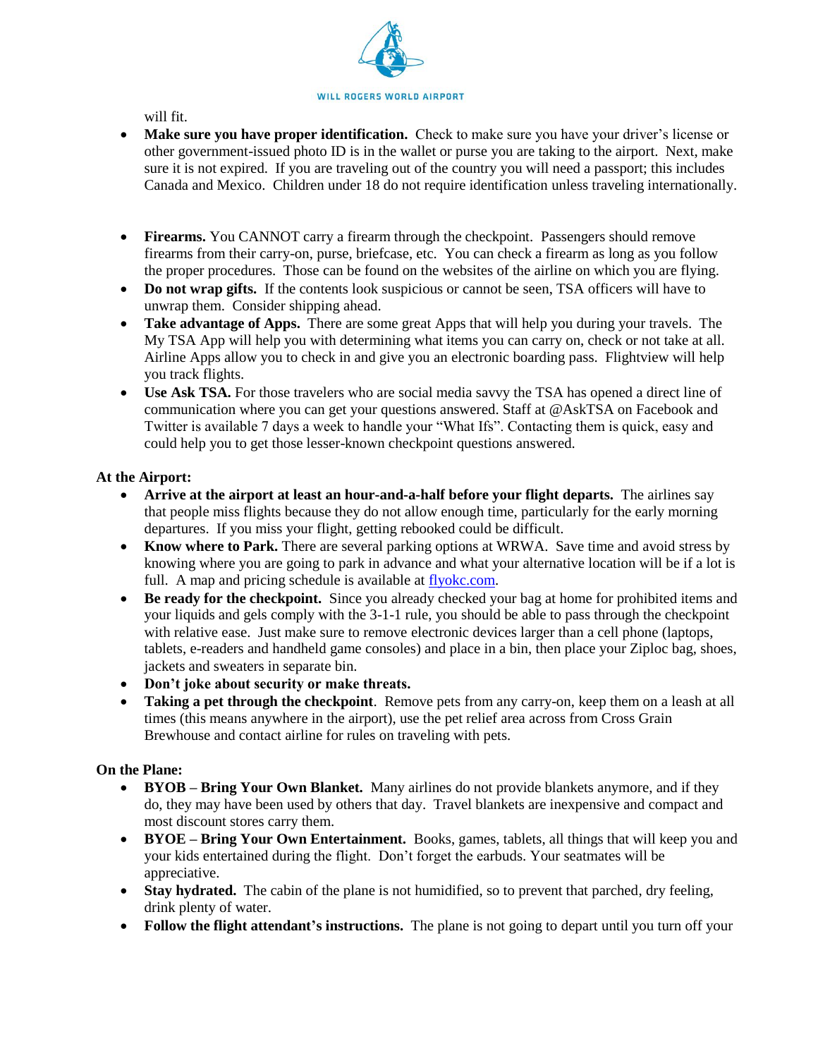will fit.

- **Make sure you have proper identification.** Check to make sure you have your driver's license or other government-issued photo ID is in the wallet or purse you are taking to the airport. Next, make sure it is not expired. If you are traveling out of the country you will need a passport; this includes Canada and Mexico. Children under 18 do not require identification unless traveling internationally.

- **Firearms.** You CANNOT carry a firearm through the checkpoint. Passengers should remove firearms from their carry-on, purse, briefcase, etc. You can check a firearm as long as you follow the proper procedures. Those can be found on the websites of the airline on which you are flying.
- **Do not wrap gifts.** If the contents look suspicious or cannot be seen, TSA officers will have to unwrap them. Consider shipping ahead.
- **Take advantage of Apps.** There are some great Apps that will help you during your travels. The My TSA App will help you with determining what items you can carry on, check or not take at all. Airline Apps allow you to check in and give you an electronic boarding pass. Flightview will help you track flights.
- **Use Ask TSA.** For those travelers who are social media savvy the TSA has opened a direct line of communication where you can get your questions answered. Staff at @AskTSA on Facebook and Twitter is available 7 days a week to handle your "What Ifs". Contacting them is quick, easy and could help you to get those lesser-known checkpoint questions answered.

**At the Airport:**

- **Arrive at the airport at least an hour-and-a-half before your flight departs.** The airlines say that people miss flights because they do not allow enough time, particularly for the early morning departures. If you miss your flight, getting rebooked could be difficult.
- **Know where to Park.** There are several parking options at WRWA. Save time and avoid stress by knowing where you are going to park in advance and what your alternative location will be if a lot is full. A map and pricing schedule is available at [flyokc.com](flyokc.com).
- **Be ready for the checkpoint.** Since you already checked your bag at home for prohibited items and your liquids and gels comply with the 3-1-1 rule, you should be able to pass through the checkpoint with relative ease. Just make sure to remove electronic devices larger than a cell phone (laptops, tablets, e-readers and handheld game consoles) and place in a bin, then place your Ziploc bag, shoes, jackets and sweaters in separate bin.
- **Don't joke about security or make threats.**
- **Taking a pet through the checkpoint**. Remove pets from any carry-on, keep them on a leash at all times (this means anywhere in the airport), use the pet relief area across from Cross Grain Brewhouse and contact airline for rules on traveling with pets.

**On the Plane:**

- **BYOB – Bring Your Own Blanket.** Many airlines do not provide blankets anymore, and if they do, they may have been used by others that day. Travel blankets are inexpensive and compact and most discount stores carry them.
- **BYOE – Bring Your Own Entertainment.** Books, games, tablets, all things that will keep you and your kids entertained during the flight. Don't forget the earbuds. Your seatmates will be appreciative.
- **Stay hydrated.** The cabin of the plane is not humidified, so to prevent that parched, dry feeling, drink plenty of water.
- **Follow the flight attendant's instructions.** The plane is not going to depart until you turn off your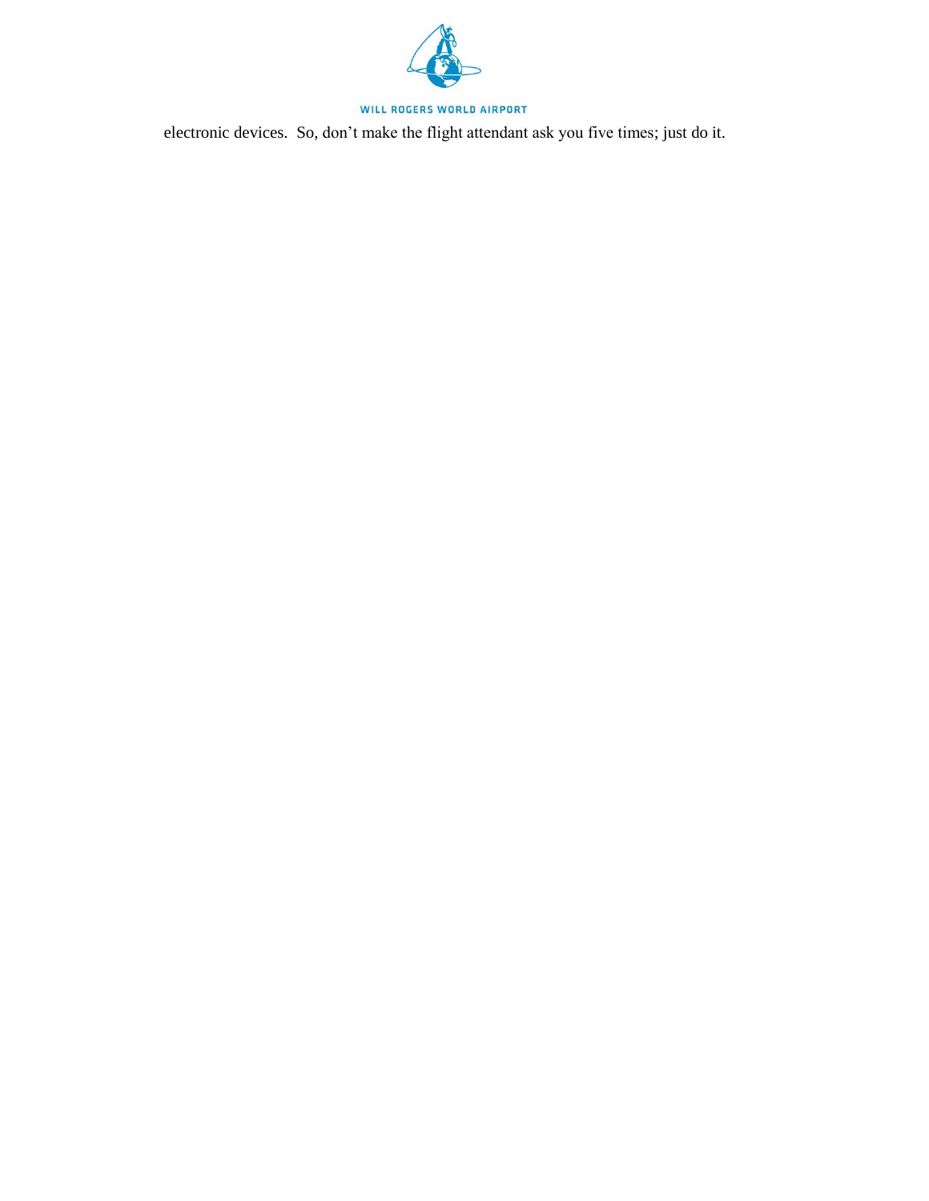electronic devices. So, don't make the flight attendant ask you five times; just do it.